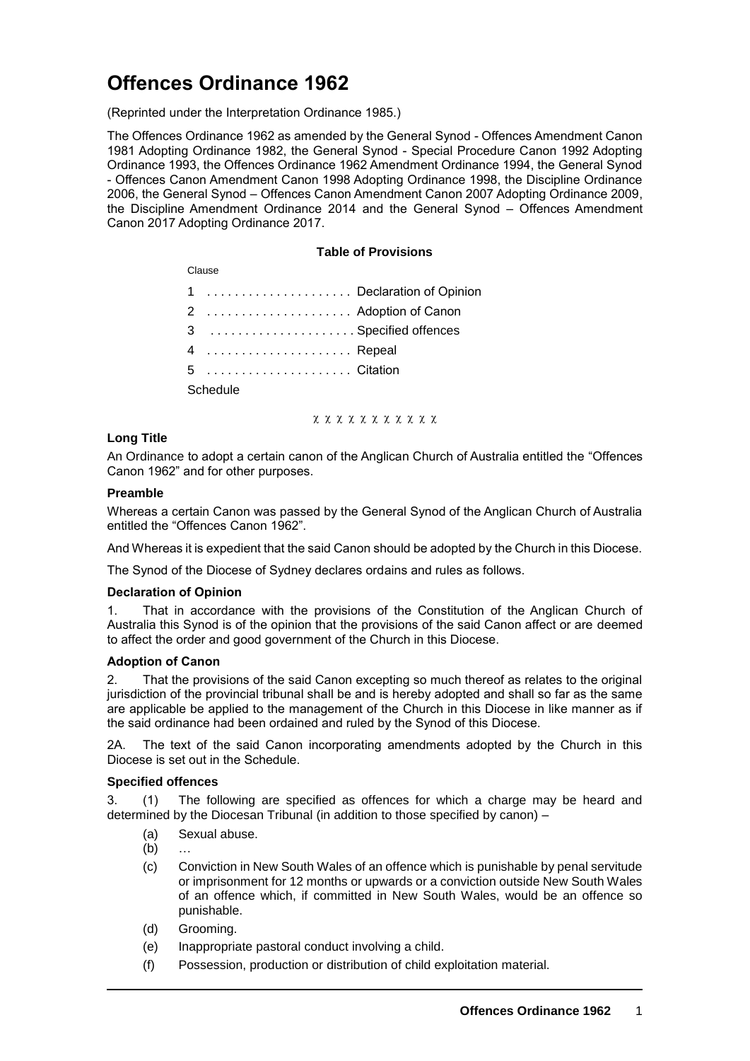# Offences Ordinance 1962

(Reprinted under the Interpretation Ordinance 1985.)

The Offences Ordinance 1962 as amended by the General Synod - Offences Amendment Canon 1981 Adopting Ordinance 1982, the General Synod - Special Procedure Canon 1992 Adopting Ordinance 1993, the Offences Ordinance 1962 Amendment Ordinance 1994, the General Synod - Offences Canon Amendment Canon 1998 Adopting Ordinance 1998, the Discipline Ordinance 2006, the General Synod – Offences Canon Amendment Canon 2007 Adopting Ordinance 2009, the Discipline Amendment Ordinance 2014 and the General Synod – Offences Amendment Canon 2017 Adopting Ordinance 2017.

**Table of Provisions**

Clause

1 . . . . . . . . . . . . . . . . . . . . . Declaration of Opinion

2 . . . . . . . . . . . . . . . . . . . . . Adoption of Canon

3 . . . . . . . . . . . . . . . . . . . . . Specified offences

4 . . . . . . . . . . . . . . . . . . . . . Repeal

5 . . . . . . . . . . . . . . . . . . . . . Citation

Schedule

χ χ χ χ χ χ χ χ χ χ χ

**Long Title**

An Ordinance to adopt a certain canon of the Anglican Church of Australia entitled the "Offences Canon 1962" and for other purposes.

**Preamble**

Whereas a certain Canon was passed by the General Synod of the Anglican Church of Australia entitled the "Offences Canon 1962".

And Whereas it is expedient that the said Canon should be adopted by the Church in this Diocese.

The Synod of the Diocese of Sydney declares ordains and rules as follows.

**Declaration of Opinion**

1. That in accordance with the provisions of the Constitution of the Anglican Church of Australia this Synod is of the opinion that the provisions of the said Canon affect or are deemed to affect the order and good government of the Church in this Diocese.

**Adoption of Canon**

2. That the provisions of the said Canon excepting so much thereof as relates to the original jurisdiction of the provincial tribunal shall be and is hereby adopted and shall so far as the same are applicable be applied to the management of the Church in this Diocese in like manner as if the said ordinance had been ordained and ruled by the Synod of this Diocese.

2A. The text of the said Canon incorporating amendments adopted by the Church in this Diocese is set out in the Schedule.

**Specified offences**

3. (1) The following are specified as offences for which a charge may be heard and determined by the Diocesan Tribunal (in addition to those specified by canon) –

- (a) Sexual abuse.
- (b) …
- (c) Conviction in New South Wales of an offence which is punishable by penal servitude or imprisonment for 12 months or upwards or a conviction outside New South Wales of an offence which, if committed in New South Wales, would be an offence so punishable.
- (d) Grooming.
- (e) Inappropriate pastoral conduct involving a child.
- (f) Possession, production or distribution of child exploitation material.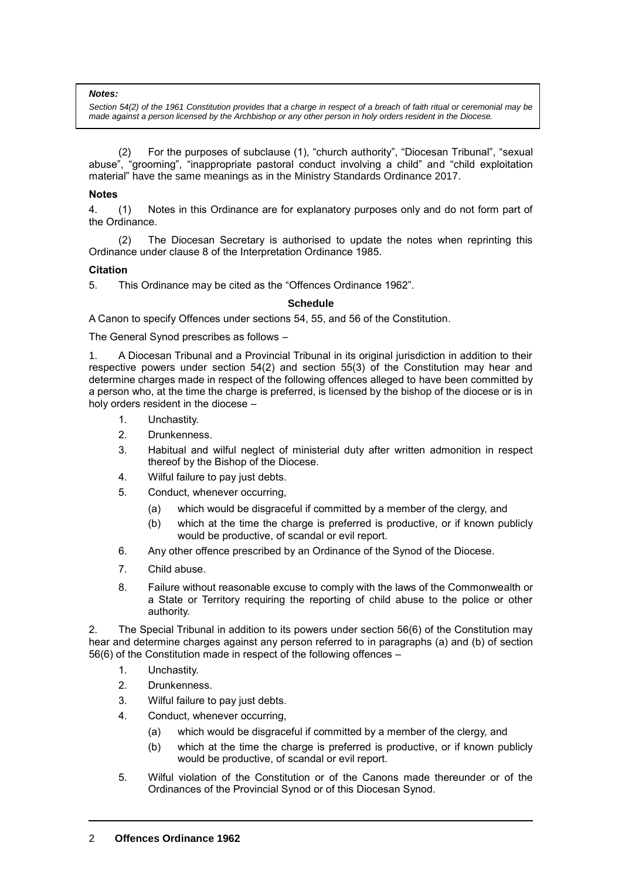> ***Notes:***
> *Section 54(2) of the 1961 Constitution provides that a charge in respect of a breach of faith ritual or ceremonial may be made against a person licensed by the Archbishop or any other person in holy orders resident in the Diocese.*

(2) For the purposes of subclause (1), "church authority", "Diocesan Tribunal", "sexual abuse", "grooming", "inappropriate pastoral conduct involving a child" and "child exploitation material" have the same meanings as in the Ministry Standards Ordinance 2017.

**Notes**

4. (1) Notes in this Ordinance are for explanatory purposes only and do not form part of the Ordinance.

(2) The Diocesan Secretary is authorised to update the notes when reprinting this Ordinance under clause 8 of the Interpretation Ordinance 1985.

**Citation**

5. This Ordinance may be cited as the "Offences Ordinance 1962".

**Schedule**

A Canon to specify Offences under sections 54, 55, and 56 of the Constitution.

The General Synod prescribes as follows –

1. A Diocesan Tribunal and a Provincial Tribunal in its original jurisdiction in addition to their respective powers under section 54(2) and section 55(3) of the Constitution may hear and determine charges made in respect of the following offences alleged to have been committed by a person who, at the time the charge is preferred, is licensed by the bishop of the diocese or is in holy orders resident in the diocese –

   1. Unchastity.
   2. Drunkenness.
   3. Habitual and wilful neglect of ministerial duty after written admonition in respect thereof by the Bishop of the Diocese.
   4. Wilful failure to pay just debts.
   5. Conduct, whenever occurring,
      (a) which would be disgraceful if committed by a member of the clergy, and
      (b) which at the time the charge is preferred is productive, or if known publicly would be productive, of scandal or evil report.
   6. Any other offence prescribed by an Ordinance of the Synod of the Diocese.
   7. Child abuse.
   8. Failure without reasonable excuse to comply with the laws of the Commonwealth or a State or Territory requiring the reporting of child abuse to the police or other authority.

2. The Special Tribunal in addition to its powers under section 56(6) of the Constitution may hear and determine charges against any person referred to in paragraphs (a) and (b) of section 56(6) of the Constitution made in respect of the following offences –

   1. Unchastity.
   2. Drunkenness.
   3. Wilful failure to pay just debts.
   4. Conduct, whenever occurring,
      (a) which would be disgraceful if committed by a member of the clergy, and
      (b) which at the time the charge is preferred is productive, or if known publicly would be productive, of scandal or evil report.
   5. Wilful violation of the Constitution or of the Canons made thereunder or of the Ordinances of the Provincial Synod or of this Diocesan Synod.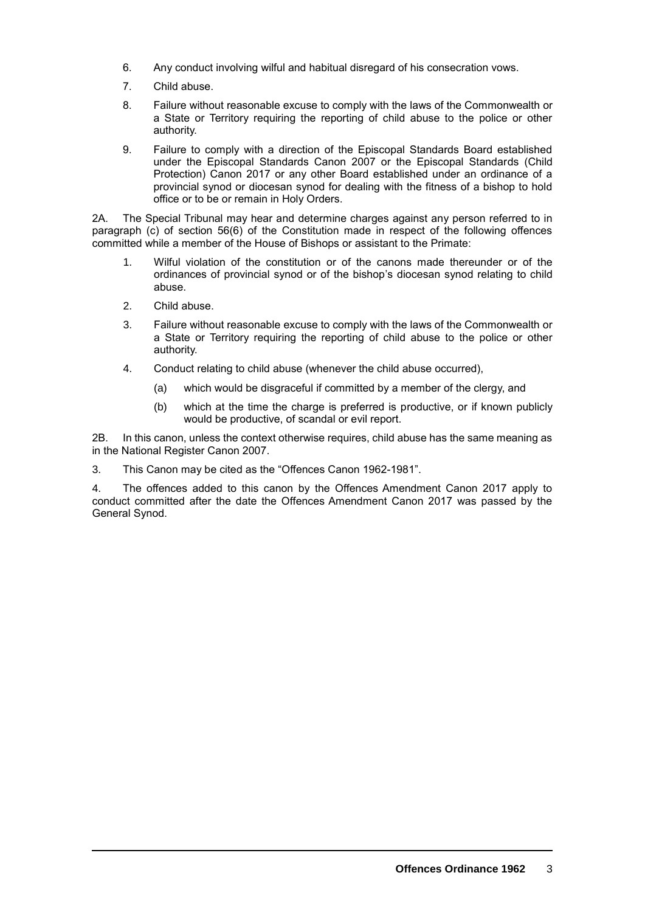6. Any conduct involving wilful and habitual disregard of his consecration vows.

7. Child abuse.

8. Failure without reasonable excuse to comply with the laws of the Commonwealth or a State or Territory requiring the reporting of child abuse to the police or other authority.

9. Failure to comply with a direction of the Episcopal Standards Board established under the Episcopal Standards Canon 2007 or the Episcopal Standards (Child Protection) Canon 2017 or any other Board established under an ordinance of a provincial synod or diocesan synod for dealing with the fitness of a bishop to hold office or to be or remain in Holy Orders.

2A. The Special Tribunal may hear and determine charges against any person referred to in paragraph (c) of section 56(6) of the Constitution made in respect of the following offences committed while a member of the House of Bishops or assistant to the Primate:

1. Wilful violation of the constitution or of the canons made thereunder or of the ordinances of provincial synod or of the bishop's diocesan synod relating to child abuse.

2. Child abuse.

3. Failure without reasonable excuse to comply with the laws of the Commonwealth or a State or Territory requiring the reporting of child abuse to the police or other authority.

4. Conduct relating to child abuse (whenever the child abuse occurred),

   (a) which would be disgraceful if committed by a member of the clergy, and

   (b) which at the time the charge is preferred is productive, or if known publicly would be productive, of scandal or evil report.

2B. In this canon, unless the context otherwise requires, child abuse has the same meaning as in the National Register Canon 2007.

3. This Canon may be cited as the "Offences Canon 1962-1981".

4. The offences added to this canon by the Offences Amendment Canon 2017 apply to conduct committed after the date the Offences Amendment Canon 2017 was passed by the General Synod.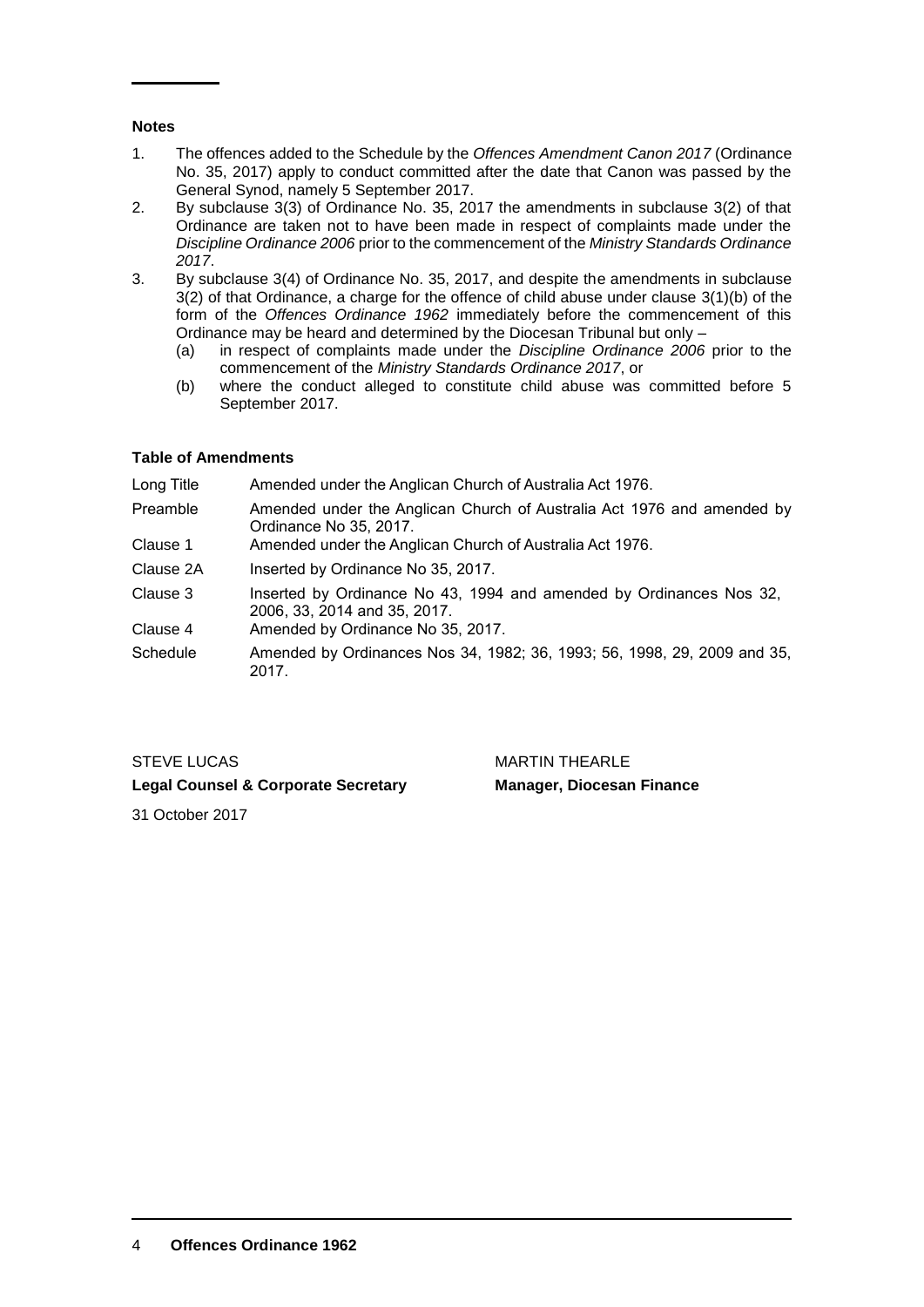**Notes**

1. The offences added to the Schedule by the *Offences Amendment Canon 2017* (Ordinance No. 35, 2017) apply to conduct committed after the date that Canon was passed by the General Synod, namely 5 September 2017.
2. By subclause 3(3) of Ordinance No. 35, 2017 the amendments in subclause 3(2) of that Ordinance are taken not to have been made in respect of complaints made under the *Discipline Ordinance 2006* prior to the commencement of the *Ministry Standards Ordinance 2017*.
3. By subclause 3(4) of Ordinance No. 35, 2017, and despite the amendments in subclause 3(2) of that Ordinance, a charge for the offence of child abuse under clause 3(1)(b) of the form of the *Offences Ordinance 1962* immediately before the commencement of this Ordinance may be heard and determined by the Diocesan Tribunal but only –
   (a) in respect of complaints made under the *Discipline Ordinance 2006* prior to the commencement of the *Ministry Standards Ordinance 2017*, or
   (b) where the conduct alleged to constitute child abuse was committed before 5 September 2017.

**Table of Amendments**

| | |
|---|---|
| Long Title | Amended under the Anglican Church of Australia Act 1976. |
| Preamble | Amended under the Anglican Church of Australia Act 1976 and amended by Ordinance No 35, 2017. |
| Clause 1 | Amended under the Anglican Church of Australia Act 1976. |
| Clause 2A | Inserted by Ordinance No 35, 2017. |
| Clause 3 | Inserted by Ordinance No 43, 1994 and amended by Ordinances Nos 32, 2006, 33, 2014 and 35, 2017. |
| Clause 4 | Amended by Ordinance No 35, 2017. |
| Schedule | Amended by Ordinances Nos 34, 1982; 36, 1993; 56, 1998, 29, 2009 and 35, 2017. |

STEVE LUCAS
**Legal Counsel & Corporate Secretary**

MARTIN THEARLE
**Manager, Diocesan Finance**

31 October 2017